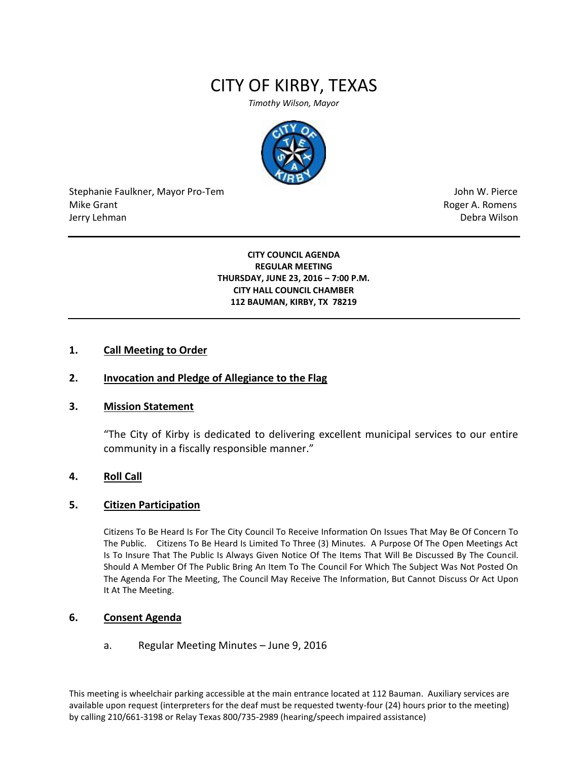# CITY OF KIRBY, TEXAS

*Timothy Wilson, Mayor*

Stephanie Faulkner, Mayor Pro-Tem
Mike Grant
Jerry Lehman

John W. Pierce
Roger A. Romens
Debra Wilson

---

**CITY COUNCIL AGENDA**
**REGULAR MEETING**
**THURSDAY, JUNE 23, 2016 – 7:00 P.M.**
**CITY HALL COUNCIL CHAMBER**
**112 BAUMAN, KIRBY, TX 78219**

---

## 1. Call Meeting to Order

## 2. Invocation and Pledge of Allegiance to the Flag

## 3. Mission Statement

"The City of Kirby is dedicated to delivering excellent municipal services to our entire community in a fiscally responsible manner."

## 4. Roll Call

## 5. Citizen Participation

Citizens To Be Heard Is For The City Council To Receive Information On Issues That May Be Of Concern To The Public. Citizens To Be Heard Is Limited To Three (3) Minutes. A Purpose Of The Open Meetings Act Is To Insure That The Public Is Always Given Notice Of The Items That Will Be Discussed By The Council. Should A Member Of The Public Bring An Item To The Council For Which The Subject Was Not Posted On The Agenda For The Meeting, The Council May Receive The Information, But Cannot Discuss Or Act Upon It At The Meeting.

## 6. Consent Agenda

a. Regular Meeting Minutes – June 9, 2016

This meeting is wheelchair parking accessible at the main entrance located at 112 Bauman. Auxiliary services are available upon request (interpreters for the deaf must be requested twenty-four (24) hours prior to the meeting) by calling 210/661-3198 or Relay Texas 800/735-2989 (hearing/speech impaired assistance)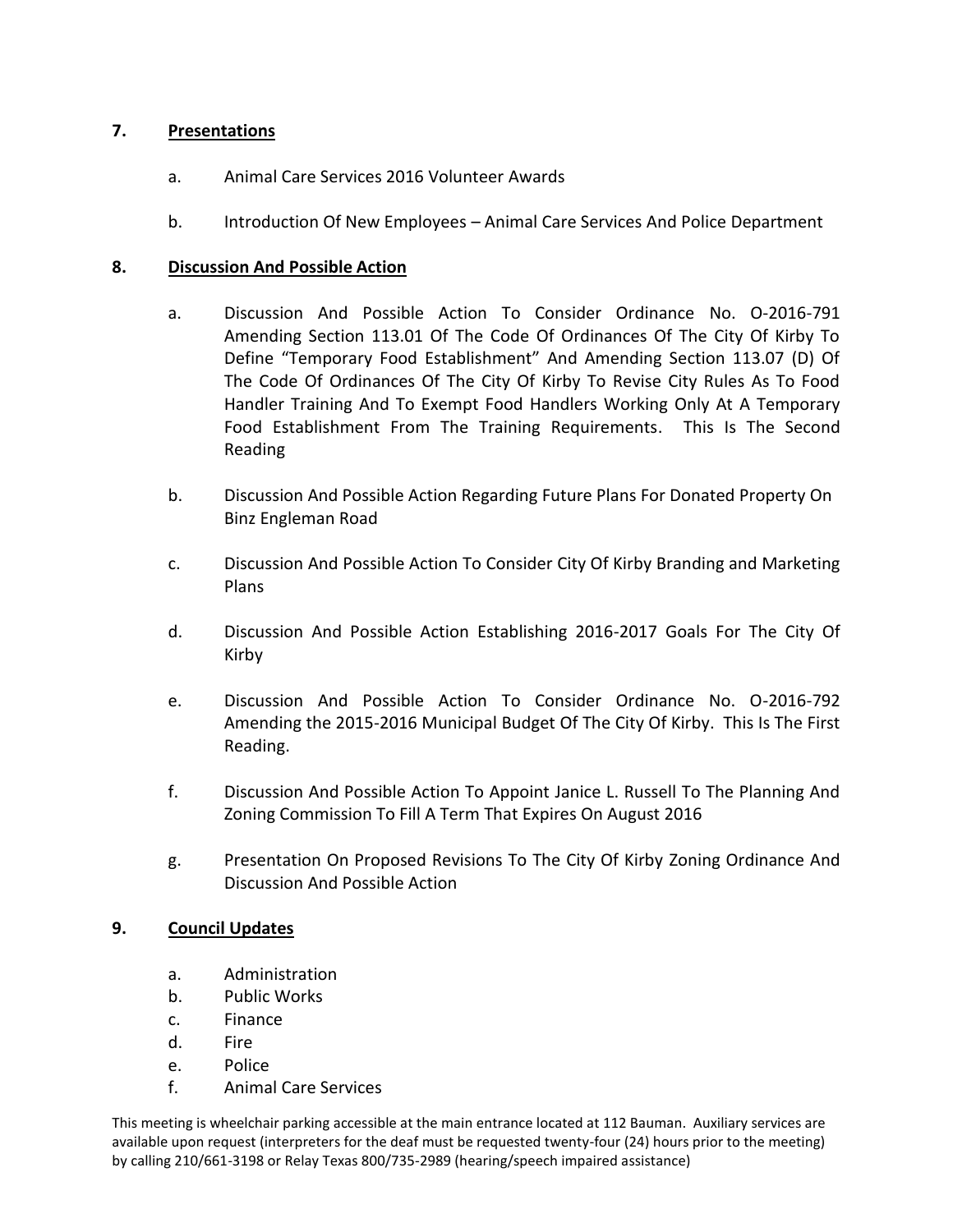7. **Presentations**

   a. Animal Care Services 2016 Volunteer Awards

   b. Introduction Of New Employees – Animal Care Services And Police Department

8. **Discussion And Possible Action**

   a. Discussion And Possible Action To Consider Ordinance No. O-2016-791 Amending Section 113.01 Of The Code Of Ordinances Of The City Of Kirby To Define "Temporary Food Establishment" And Amending Section 113.07 (D) Of The Code Of Ordinances Of The City Of Kirby To Revise City Rules As To Food Handler Training And To Exempt Food Handlers Working Only At A Temporary Food Establishment From The Training Requirements. This Is The Second Reading

   b. Discussion And Possible Action Regarding Future Plans For Donated Property On Binz Engleman Road

   c. Discussion And Possible Action To Consider City Of Kirby Branding and Marketing Plans

   d. Discussion And Possible Action Establishing 2016-2017 Goals For The City Of Kirby

   e. Discussion And Possible Action To Consider Ordinance No. O-2016-792 Amending the 2015-2016 Municipal Budget Of The City Of Kirby. This Is The First Reading.

   f. Discussion And Possible Action To Appoint Janice L. Russell To The Planning And Zoning Commission To Fill A Term That Expires On August 2016

   g. Presentation On Proposed Revisions To The City Of Kirby Zoning Ordinance And Discussion And Possible Action

9. **Council Updates**

   a. Administration
   b. Public Works
   c. Finance
   d. Fire
   e. Police
   f. Animal Care Services

This meeting is wheelchair parking accessible at the main entrance located at 112 Bauman. Auxiliary services are available upon request (interpreters for the deaf must be requested twenty-four (24) hours prior to the meeting) by calling 210/661-3198 or Relay Texas 800/735-2989 (hearing/speech impaired assistance)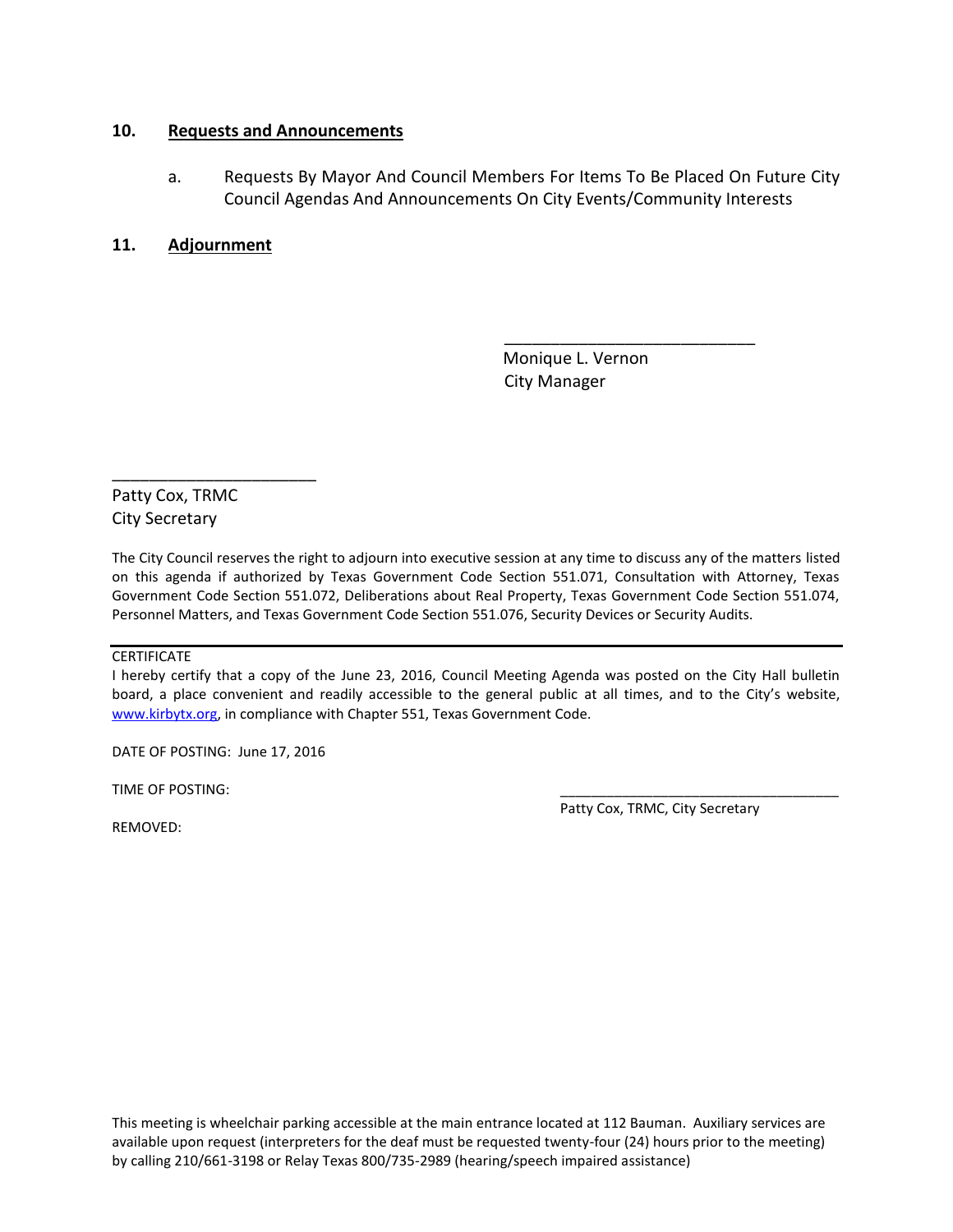## 10. Requests and Announcements

a. Requests By Mayor And Council Members For Items To Be Placed On Future City Council Agendas And Announcements On City Events/Community Interests

## 11. Adjournment

\_\_\_\_\_\_\_\_\_\_\_\_\_\_\_\_\_\_\_\_\_\_\_\_\_\_\_\_
Monique L. Vernon
City Manager

\_\_\_\_\_\_\_\_\_\_\_\_\_\_\_\_\_\_\_\_\_\_\_\_
Patty Cox, TRMC
City Secretary

The City Council reserves the right to adjourn into executive session at any time to discuss any of the matters listed on this agenda if authorized by Texas Government Code Section 551.071, Consultation with Attorney, Texas Government Code Section 551.072, Deliberations about Real Property, Texas Government Code Section 551.074, Personnel Matters, and Texas Government Code Section 551.076, Security Devices or Security Audits.

---

CERTIFICATE
I hereby certify that a copy of the June 23, 2016, Council Meeting Agenda was posted on the City Hall bulletin board, a place convenient and readily accessible to the general public at all times, and to the City's website, www.kirbytx.org, in compliance with Chapter 551, Texas Government Code.

DATE OF POSTING: June 17, 2016

TIME OF POSTING:

\_\_\_\_\_\_\_\_\_\_\_\_\_\_\_\_\_\_\_\_\_\_\_\_\_\_\_\_\_\_\_\_\_\_\_\_
Patty Cox, TRMC, City Secretary

REMOVED:

This meeting is wheelchair parking accessible at the main entrance located at 112 Bauman. Auxiliary services are available upon request (interpreters for the deaf must be requested twenty-four (24) hours prior to the meeting) by calling 210/661-3198 or Relay Texas 800/735-2989 (hearing/speech impaired assistance)